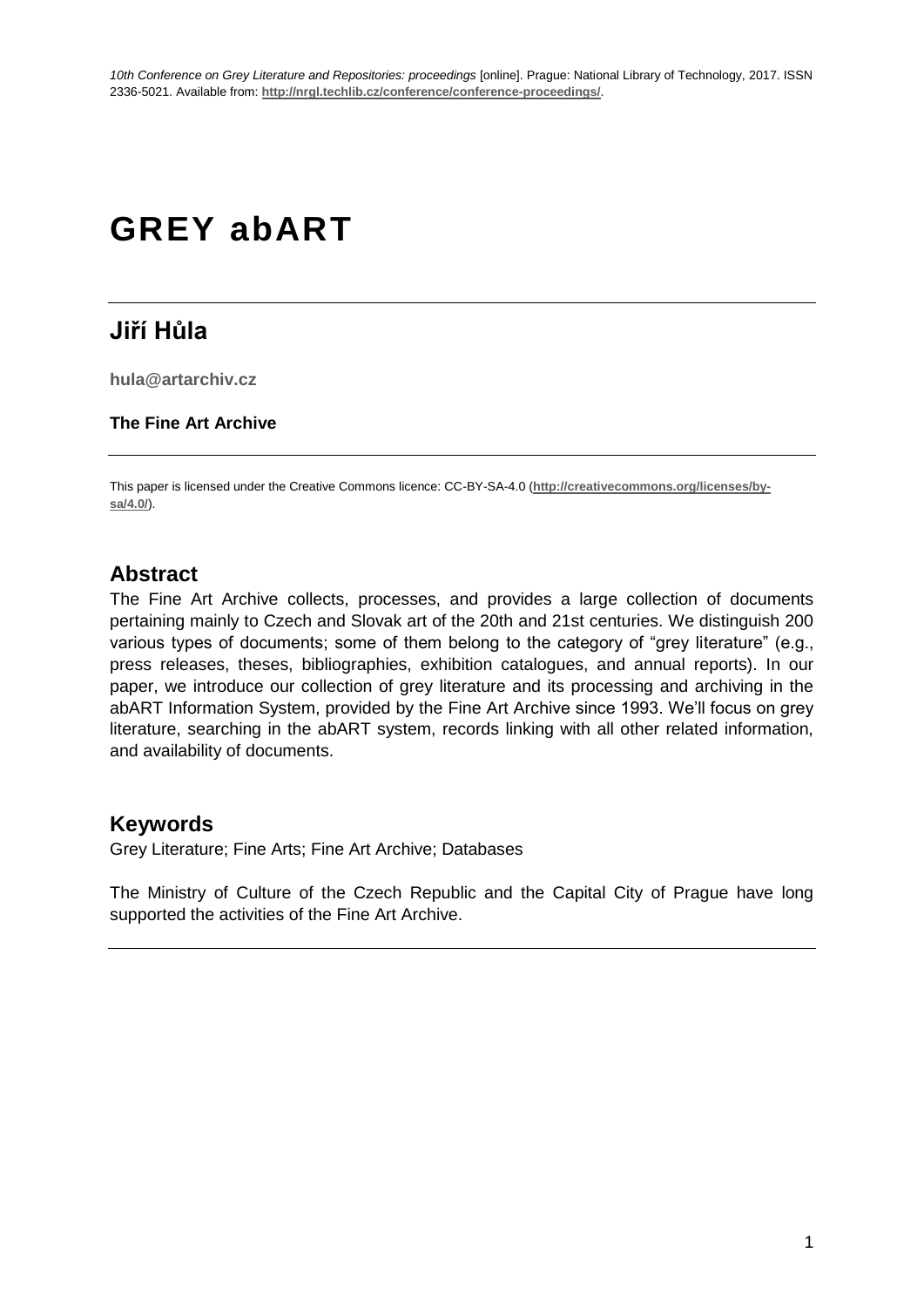*10th Conference on Grey Literature and Repositories: proceedings* [online]. Prague: National Library of Technology, 2017. ISSN 2336-5021. Available from: **http://nrgl.techlib.cz/conference/conference-proceedings/**.

# GREY abART

## Jiří Hůla

**hula@artarchiv.cz**

**The Fine Art Archive**

This paper is licensed under the Creative Commons licence: CC-BY-SA-4.0 (**http://creativecommons.org/licenses/by-sa/4.0/**).

## Abstract

The Fine Art Archive collects, processes, and provides a large collection of documents pertaining mainly to Czech and Slovak art of the 20th and 21st centuries. We distinguish 200 various types of documents; some of them belong to the category of "grey literature" (e.g., press releases, theses, bibliographies, exhibition catalogues, and annual reports). In our paper, we introduce our collection of grey literature and its processing and archiving in the abART Information System, provided by the Fine Art Archive since 1993. We'll focus on grey literature, searching in the abART system, records linking with all other related information, and availability of documents.

## Keywords

Grey Literature; Fine Arts; Fine Art Archive; Databases

The Ministry of Culture of the Czech Republic and the Capital City of Prague have long supported the activities of the Fine Art Archive.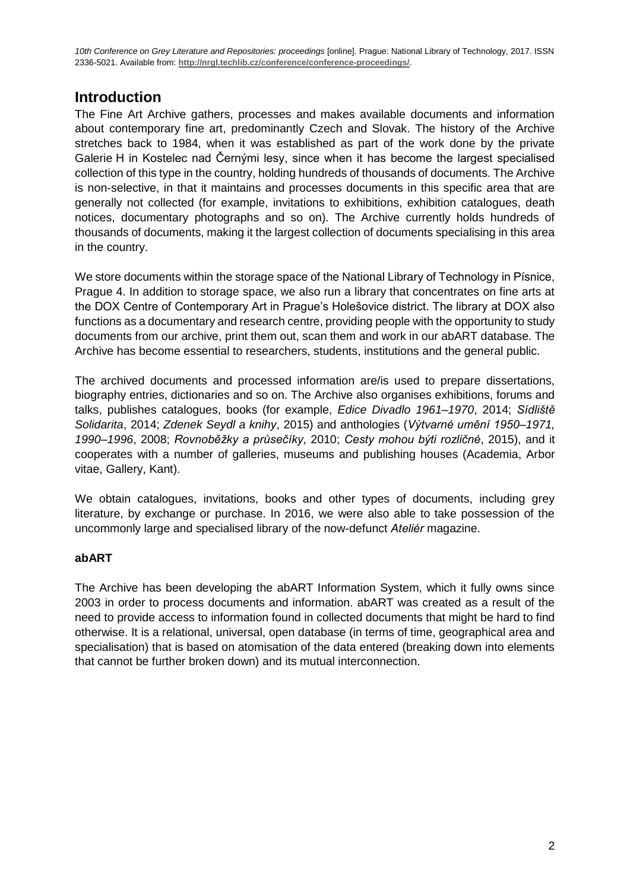# Introduction

The Fine Art Archive gathers, processes and makes available documents and information about contemporary fine art, predominantly Czech and Slovak. The history of the Archive stretches back to 1984, when it was established as part of the work done by the private Galerie H in Kostelec nad Černými lesy, since when it has become the largest specialised collection of this type in the country, holding hundreds of thousands of documents. The Archive is non-selective, in that it maintains and processes documents in this specific area that are generally not collected (for example, invitations to exhibitions, exhibition catalogues, death notices, documentary photographs and so on). The Archive currently holds hundreds of thousands of documents, making it the largest collection of documents specialising in this area in the country.

We store documents within the storage space of the National Library of Technology in Písnice, Prague 4. In addition to storage space, we also run a library that concentrates on fine arts at the DOX Centre of Contemporary Art in Prague's Holešovice district. The library at DOX also functions as a documentary and research centre, providing people with the opportunity to study documents from our archive, print them out, scan them and work in our abART database. The Archive has become essential to researchers, students, institutions and the general public.

The archived documents and processed information are/is used to prepare dissertations, biography entries, dictionaries and so on. The Archive also organises exhibitions, forums and talks, publishes catalogues, books (for example, *Edice Divadlo 1961–1970*, 2014; *Sídliště Solidarita*, 2014; *Zdenek Seydl a knihy*, 2015) and anthologies (*Výtvarné umění 1950–1971, 1990–1996*, 2008; *Rovnoběžky a průsečíky*, 2010; *Cesty mohou býti rozličné*, 2015), and it cooperates with a number of galleries, museums and publishing houses (Academia, Arbor vitae, Gallery, Kant).

We obtain catalogues, invitations, books and other types of documents, including grey literature, by exchange or purchase. In 2016, we were also able to take possession of the uncommonly large and specialised library of the now-defunct *Ateliér* magazine.

**abART**

The Archive has been developing the abART Information System, which it fully owns since 2003 in order to process documents and information. abART was created as a result of the need to provide access to information found in collected documents that might be hard to find otherwise. It is a relational, universal, open database (in terms of time, geographical area and specialisation) that is based on atomisation of the data entered (breaking down into elements that cannot be further broken down) and its mutual interconnection.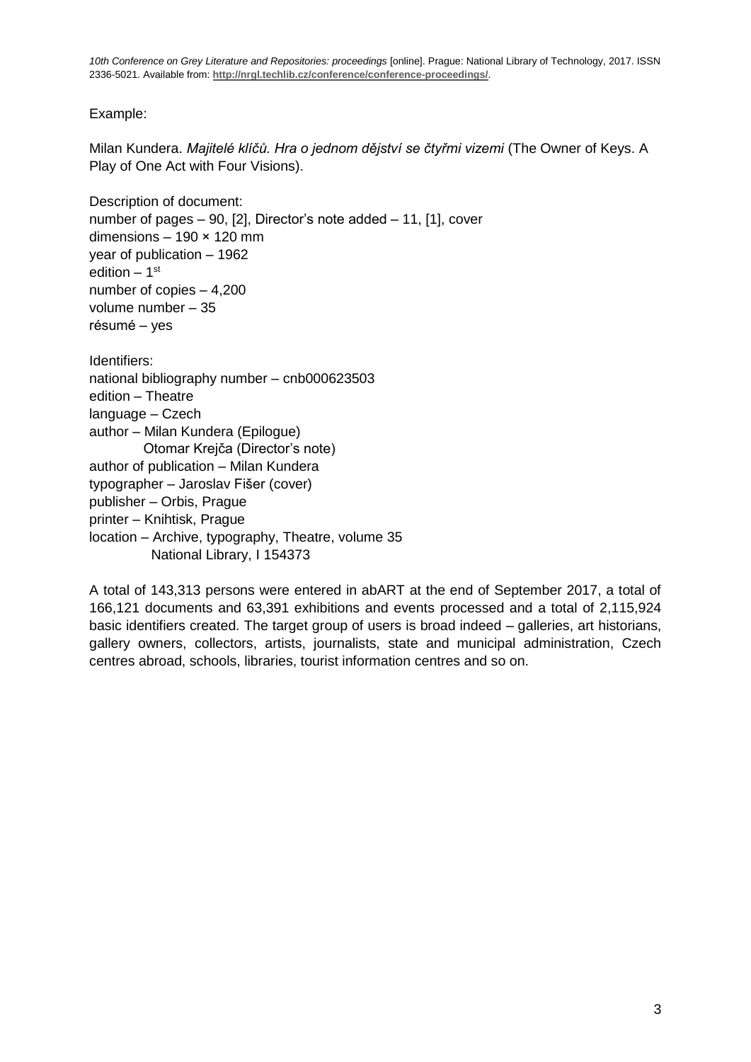Example:

Milan Kundera. *Majitelé klíčů. Hra o jednom dějství se čtyřmi vizemi* (The Owner of Keys. A Play of One Act with Four Visions).

Description of document:
number of pages – 90, [2], Director's note added – 11, [1], cover
dimensions – 190 × 120 mm
year of publication – 1962
edition – 1st
number of copies – 4,200
volume number – 35
résumé – yes

Identifiers:
national bibliography number – cnb000623503
edition – Theatre
language – Czech
author – Milan Kundera (Epilogue)
Otomar Krejča (Director's note)
author of publication – Milan Kundera
typographer – Jaroslav Fišer (cover)
publisher – Orbis, Prague
printer – Knihtisk, Prague
location – Archive, typography, Theatre, volume 35
National Library, I 154373

A total of 143,313 persons were entered in abART at the end of September 2017, a total of 166,121 documents and 63,391 exhibitions and events processed and a total of 2,115,924 basic identifiers created. The target group of users is broad indeed – galleries, art historians, gallery owners, collectors, artists, journalists, state and municipal administration, Czech centres abroad, schools, libraries, tourist information centres and so on.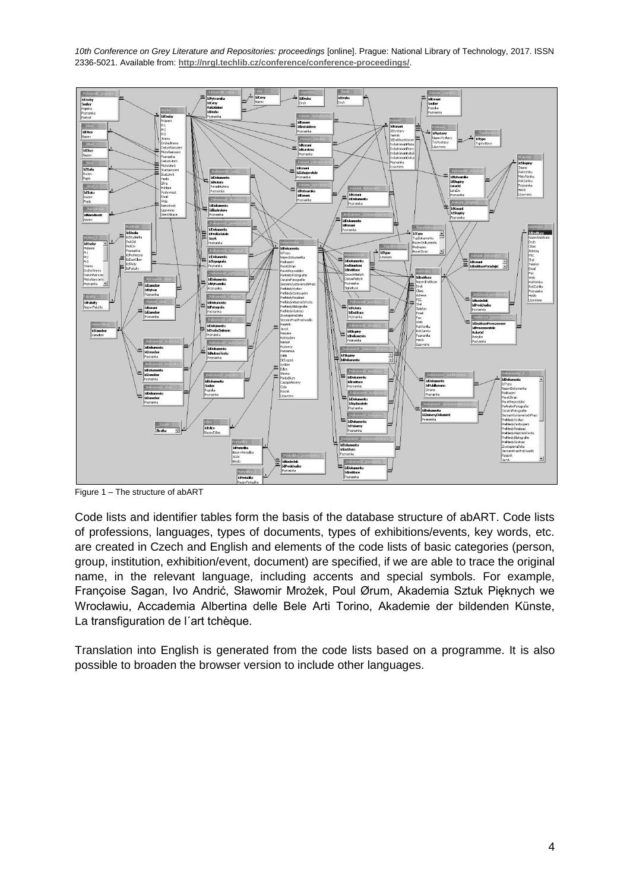Figure 1 – The structure of abART

Code lists and identifier tables form the basis of the database structure of abART. Code lists of professions, languages, types of documents, types of exhibitions/events, key words, etc. are created in Czech and English and elements of the code lists of basic categories (person, group, institution, exhibition/event, document) are specified, if we are able to trace the original name, in the relevant language, including accents and special symbols. For example, Françoise Sagan, Ivo Andrić, Sławomir Mrożek, Poul Ørum, Akademia Sztuk Pięknych we Wrocławiu, Accademia Albertina delle Bele Arti Torino, Akademie der bildenden Künste, La transfiguration de l´art tchèque.

Translation into English is generated from the code lists based on a programme. It is also possible to broaden the browser version to include other languages.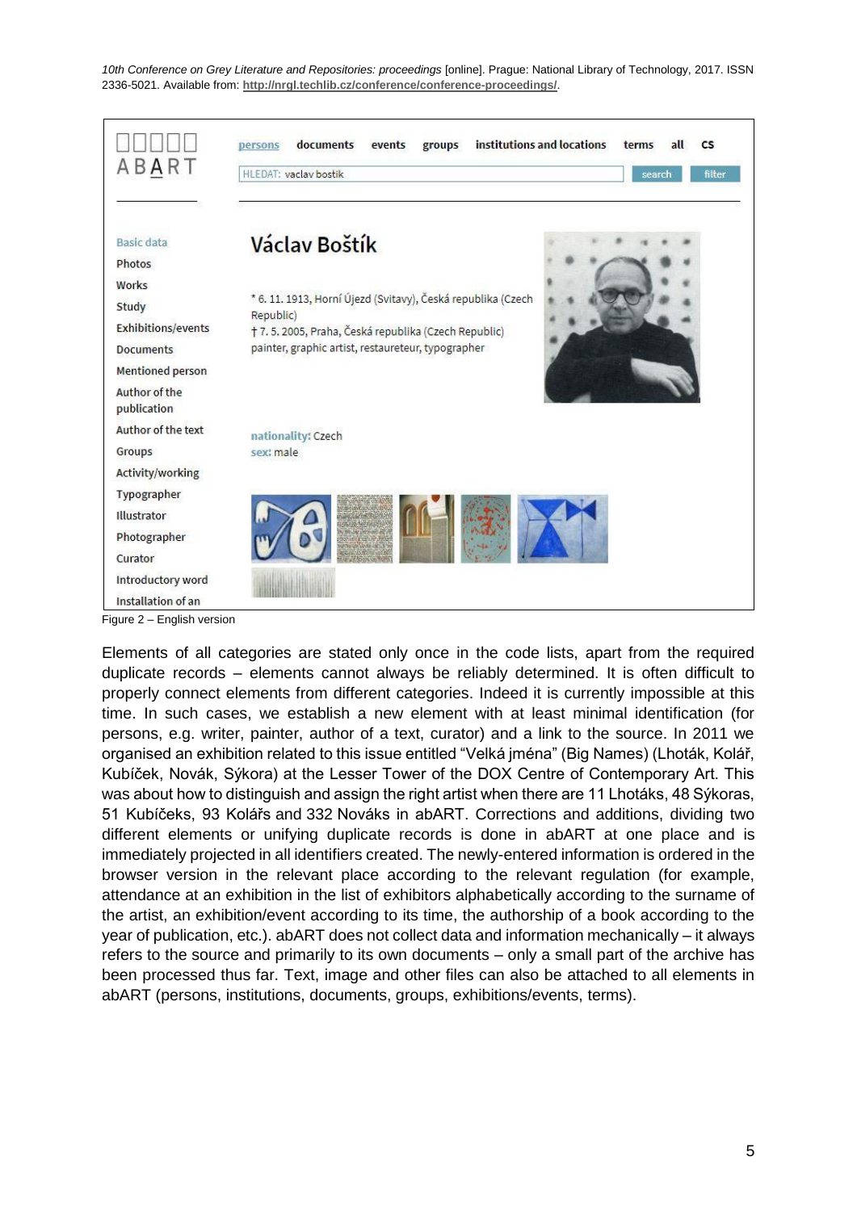Figure 2 – English version

Elements of all categories are stated only once in the code lists, apart from the required duplicate records – elements cannot always be reliably determined. It is often difficult to properly connect elements from different categories. Indeed it is currently impossible at this time. In such cases, we establish a new element with at least minimal identification (for persons, e.g. writer, painter, author of a text, curator) and a link to the source. In 2011 we organised an exhibition related to this issue entitled "Velká jména" (Big Names) (Lhoták, Kolář, Kubíček, Novák, Sýkora) at the Lesser Tower of the DOX Centre of Contemporary Art. This was about how to distinguish and assign the right artist when there are 11 Lhotáks, 48 Sýkoras, 51 Kubíčeks, 93 Kolářs and 332 Nováks in abART. Corrections and additions, dividing two different elements or unifying duplicate records is done in abART at one place and is immediately projected in all identifiers created. The newly-entered information is ordered in the browser version in the relevant place according to the relevant regulation (for example, attendance at an exhibition in the list of exhibitors alphabetically according to the surname of the artist, an exhibition/event according to its time, the authorship of a book according to the year of publication, etc.). abART does not collect data and information mechanically – it always refers to the source and primarily to its own documents – only a small part of the archive has been processed thus far. Text, image and other files can also be attached to all elements in abART (persons, institutions, documents, groups, exhibitions/events, terms).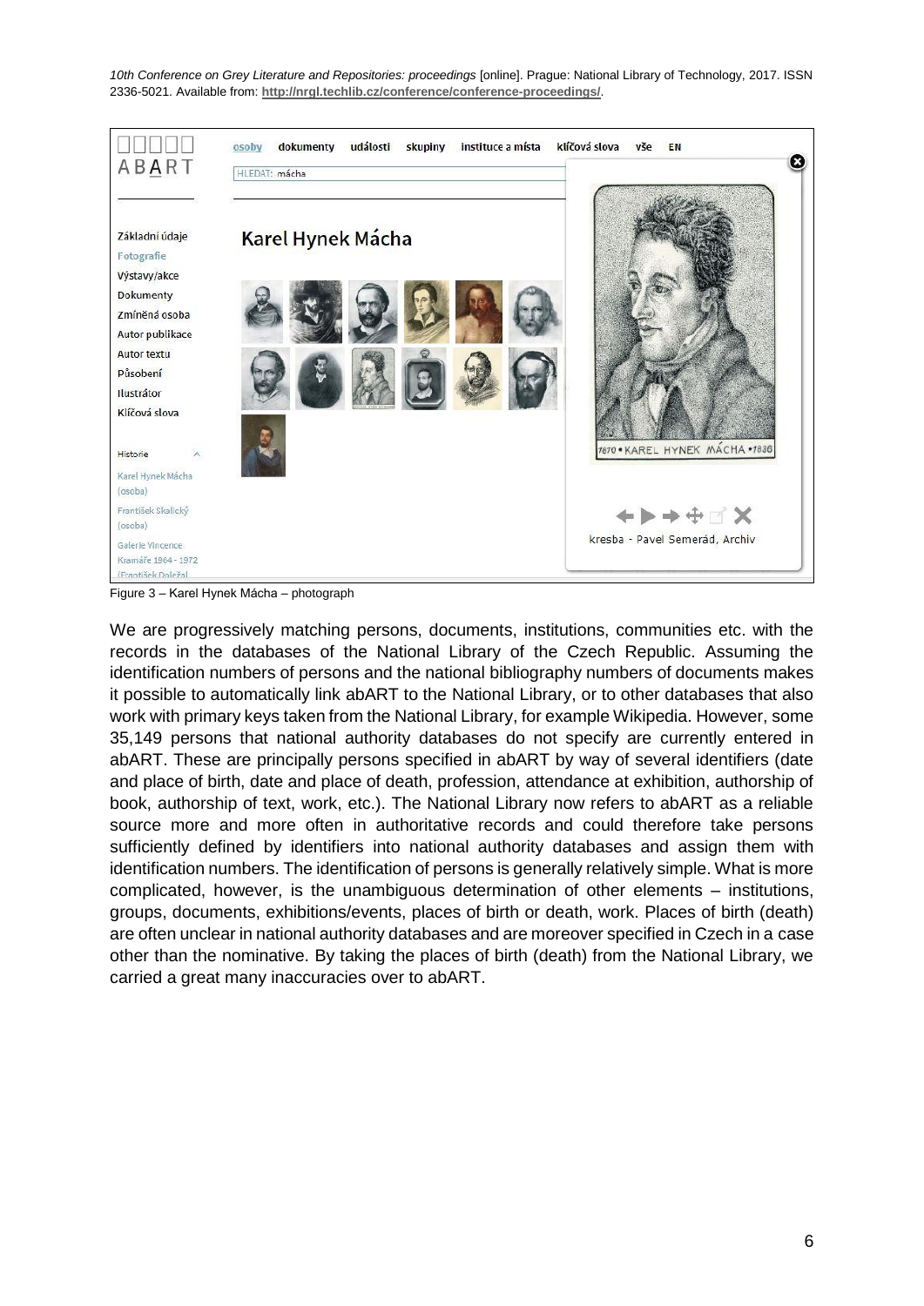Figure 3 – Karel Hynek Mácha – photograph

We are progressively matching persons, documents, institutions, communities etc. with the records in the databases of the National Library of the Czech Republic. Assuming the identification numbers of persons and the national bibliography numbers of documents makes it possible to automatically link abART to the National Library, or to other databases that also work with primary keys taken from the National Library, for example Wikipedia. However, some 35,149 persons that national authority databases do not specify are currently entered in abART. These are principally persons specified in abART by way of several identifiers (date and place of birth, date and place of death, profession, attendance at exhibition, authorship of book, authorship of text, work, etc.). The National Library now refers to abART as a reliable source more and more often in authoritative records and could therefore take persons sufficiently defined by identifiers into national authority databases and assign them with identification numbers. The identification of persons is generally relatively simple. What is more complicated, however, is the unambiguous determination of other elements – institutions, groups, documents, exhibitions/events, places of birth or death, work. Places of birth (death) are often unclear in national authority databases and are moreover specified in Czech in a case other than the nominative. By taking the places of birth (death) from the National Library, we carried a great many inaccuracies over to abART.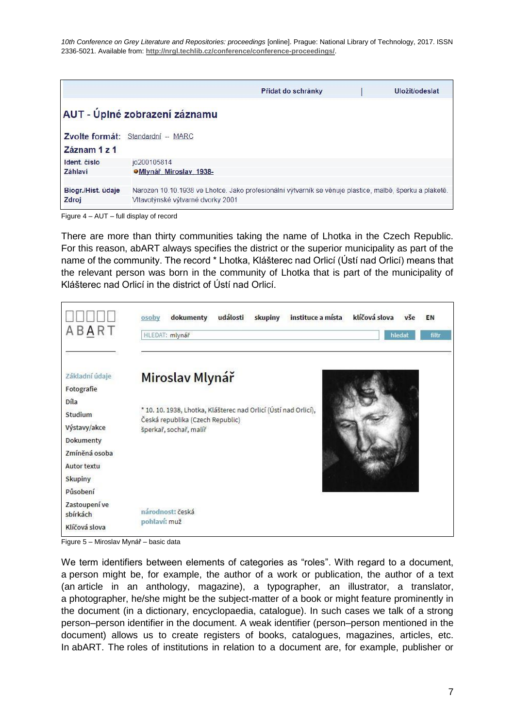| | Přidat do schránky | Uložit/odeslat |
|---|---|---|

**AUT - Úplné zobrazení záznamu**

**Zvolte formát:** Standardní -- MARC

**Záznam 1 z 1**

| | |
|---|---|
| Ident. číslo | jo200105814 |
| Záhlaví | Mlynář, Miroslav, 1938- |
| Biogr./Hist. údaje | Narozen 10.10.1938 ve Lhotce. Jako profesionální výtvarník se věnuje plastice, malbě, šperku a plaketě. |
| Zdroj | Vltavotýnské výtvarné dvorky 2001 |

Figure 4 – AUT – full display of record

There are more than thirty communities taking the name of Lhotka in the Czech Republic. For this reason, abART always specifies the district or the superior municipality as part of the name of the community. The record * Lhotka, Klášterec nad Orlicí (Ústí nad Orlicí) means that the relevant person was born in the community of Lhotka that is part of the municipality of Klášterec nad Orlicí in the district of Ústí nad Orlicí.

ABART

osoby | dokumenty | události | skupiny | instituce a místa | klíčová slova | vše | EN

HLEDAT: mlynář — hledat — filtr

Základní údaje
Fotografie
Díla
Studium
Výstavy/akce
Dokumenty
Zmíněná osoba
Autor textu
Skupiny
Působení
Zastoupení ve sbírkách
Klíčová slova

**Miroslav Mlynář**

* 10. 10. 1938, Lhotka, Klášterec nad Orlicí (Ústí nad Orlicí), Česká republika (Czech Republic)
šperkař, sochař, malíř

národnost: česká
pohlaví: muž

Figure 5 – Miroslav Mynář – basic data

We term identifiers between elements of categories as "roles". With regard to a document, a person might be, for example, the author of a work or publication, the author of a text (an article in an anthology, magazine), a typographer, an illustrator, a translator, a photographer, he/she might be the subject-matter of a book or might feature prominently in the document (in a dictionary, encyclopaedia, catalogue). In such cases we talk of a strong person–person identifier in the document. A weak identifier (person–person mentioned in the document) allows us to create registers of books, catalogues, magazines, articles, etc. In abART. The roles of institutions in relation to a document are, for example, publisher or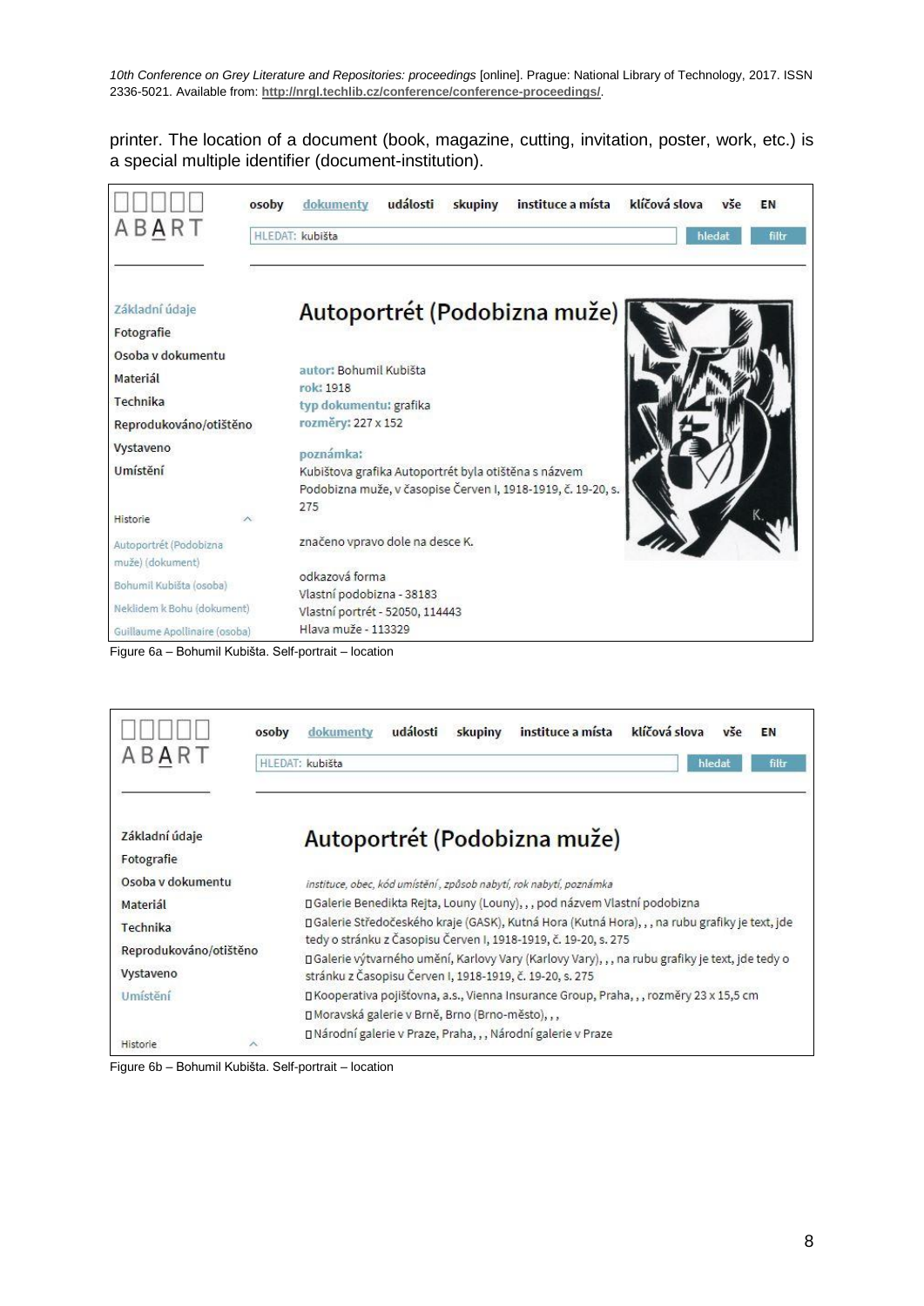printer. The location of a document (book, magazine, cutting, invitation, poster, work, etc.) is a special multiple identifier (document-institution).

Figure 6a – Bohumil Kubišta. Self-portrait – location

Figure 6b – Bohumil Kubišta. Self-portrait – location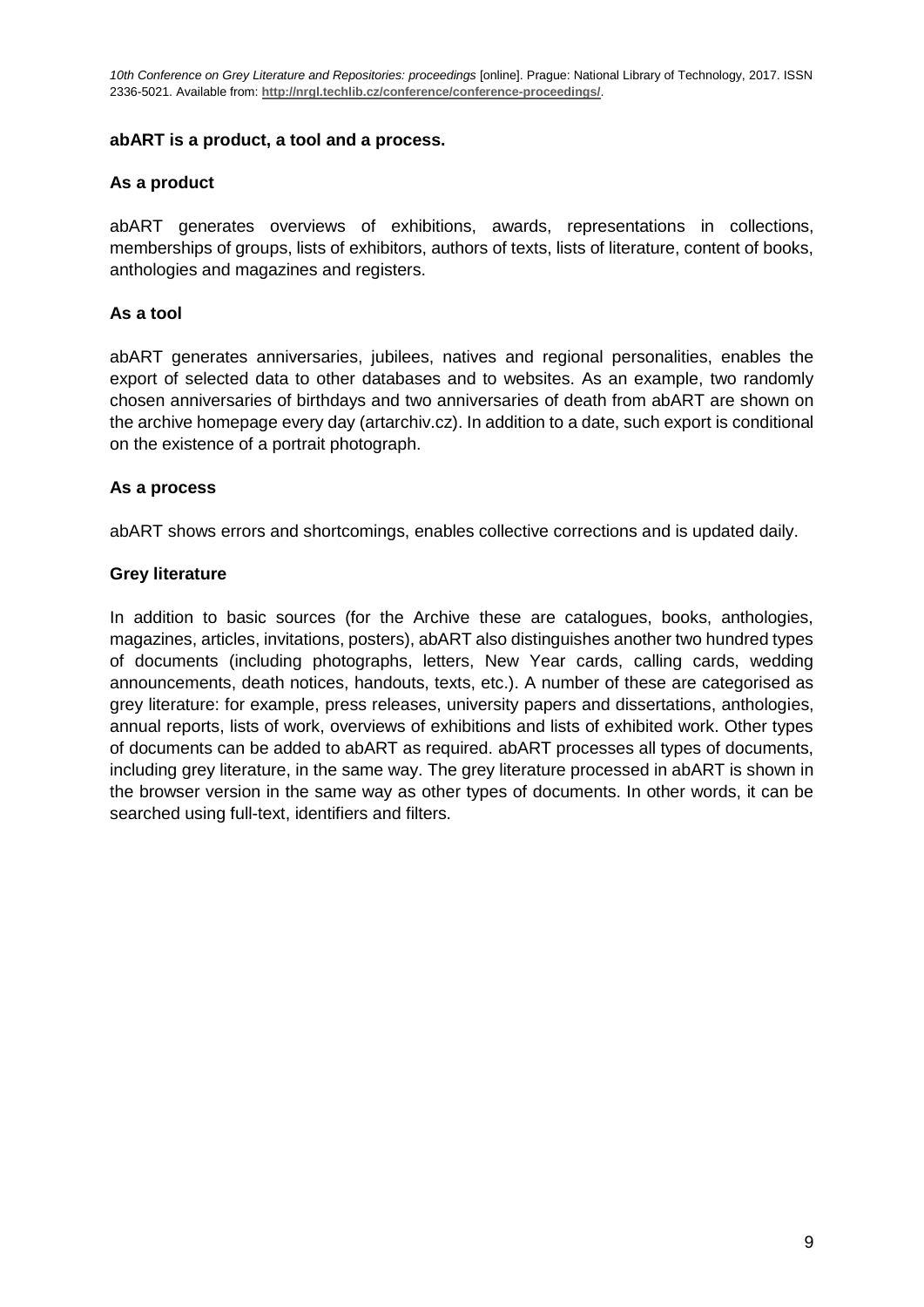**abART is a product, a tool and a process.**

**As a product**

abART generates overviews of exhibitions, awards, representations in collections, memberships of groups, lists of exhibitors, authors of texts, lists of literature, content of books, anthologies and magazines and registers.

**As a tool**

abART generates anniversaries, jubilees, natives and regional personalities, enables the export of selected data to other databases and to websites. As an example, two randomly chosen anniversaries of birthdays and two anniversaries of death from abART are shown on the archive homepage every day (artarchiv.cz). In addition to a date, such export is conditional on the existence of a portrait photograph.

**As a process**

abART shows errors and shortcomings, enables collective corrections and is updated daily.

**Grey literature**

In addition to basic sources (for the Archive these are catalogues, books, anthologies, magazines, articles, invitations, posters), abART also distinguishes another two hundred types of documents (including photographs, letters, New Year cards, calling cards, wedding announcements, death notices, handouts, texts, etc.). A number of these are categorised as grey literature: for example, press releases, university papers and dissertations, anthologies, annual reports, lists of work, overviews of exhibitions and lists of exhibited work. Other types of documents can be added to abART as required. abART processes all types of documents, including grey literature, in the same way. The grey literature processed in abART is shown in the browser version in the same way as other types of documents. In other words, it can be searched using full-text, identifiers and filters.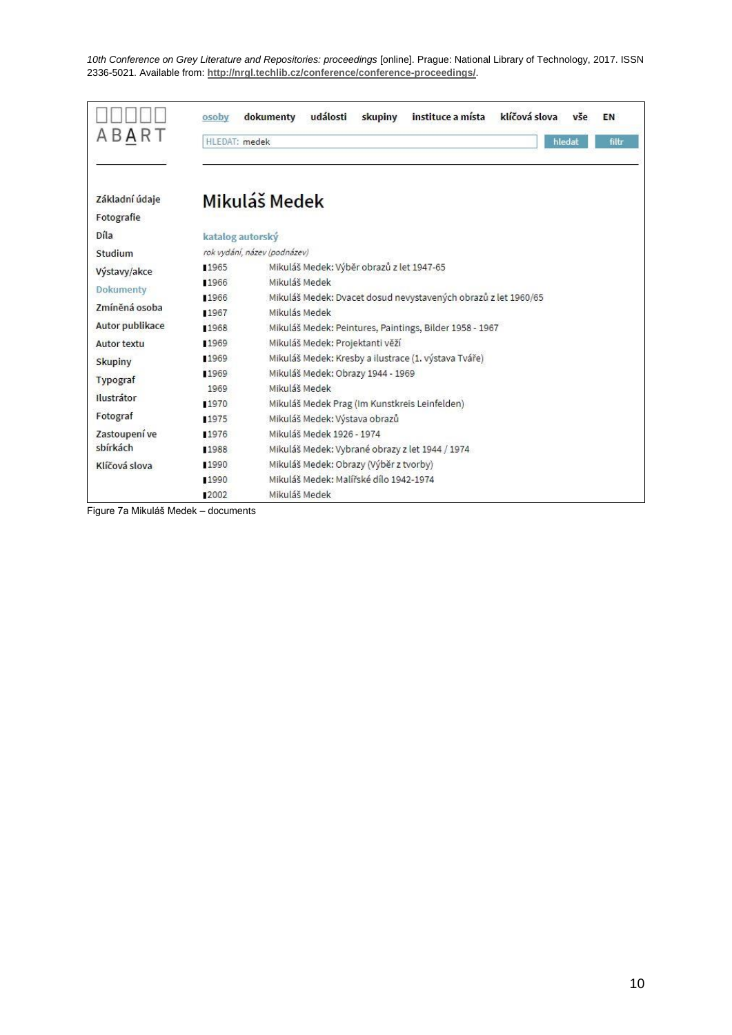ABART

osoby | dokumenty | události | skupiny | instituce a místa | klíčová slova | vše | EN

HLEDAT: medek

hledat | filtr

- Základní údaje
- Fotografie
- Díla
- Studium
- Výstavy/akce
- Dokumenty
- Zmíněná osoba
- Autor publikace
- Autor textu
- Skupiny
- Typograf
- Ilustrátor
- Fotograf
- Zastoupení ve sbírkách
- Klíčová slova

## Mikuláš Medek

**katalog autorský**

*rok vydání, název (podnázev)*

| | |
|---|---|
| 1965 | Mikuláš Medek: Výběr obrazů z let 1947-65 |
| 1966 | Mikuláš Medek |
| 1966 | Mikuláš Medek: Dvacet dosud nevystavených obrazů z let 1960/65 |
| 1967 | Mikulás Medek |
| 1968 | Mikuláš Medek: Peintures, Paintings, Bilder 1958 - 1967 |
| 1969 | Mikuláš Medek: Projektanti věží |
| 1969 | Mikuláš Medek: Kresby a ilustrace (1. výstava Tváře) |
| 1969 | Mikuláš Medek: Obrazy 1944 - 1969 |
| 1969 | Mikuláš Medek |
| 1970 | Mikuláš Medek Prag (Im Kunstkreis Leinfelden) |
| 1975 | Mikuláš Medek: Výstava obrazů |
| 1976 | Mikuláš Medek 1926 - 1974 |
| 1988 | Mikuláš Medek: Vybrané obrazy z let 1944 / 1974 |
| 1990 | Mikuláš Medek: Obrazy (Výběr z tvorby) |
| 1990 | Mikuláš Medek: Malířské dílo 1942-1974 |
| 2002 | Mikuláš Medek |

Figure 7a Mikuláš Medek – documents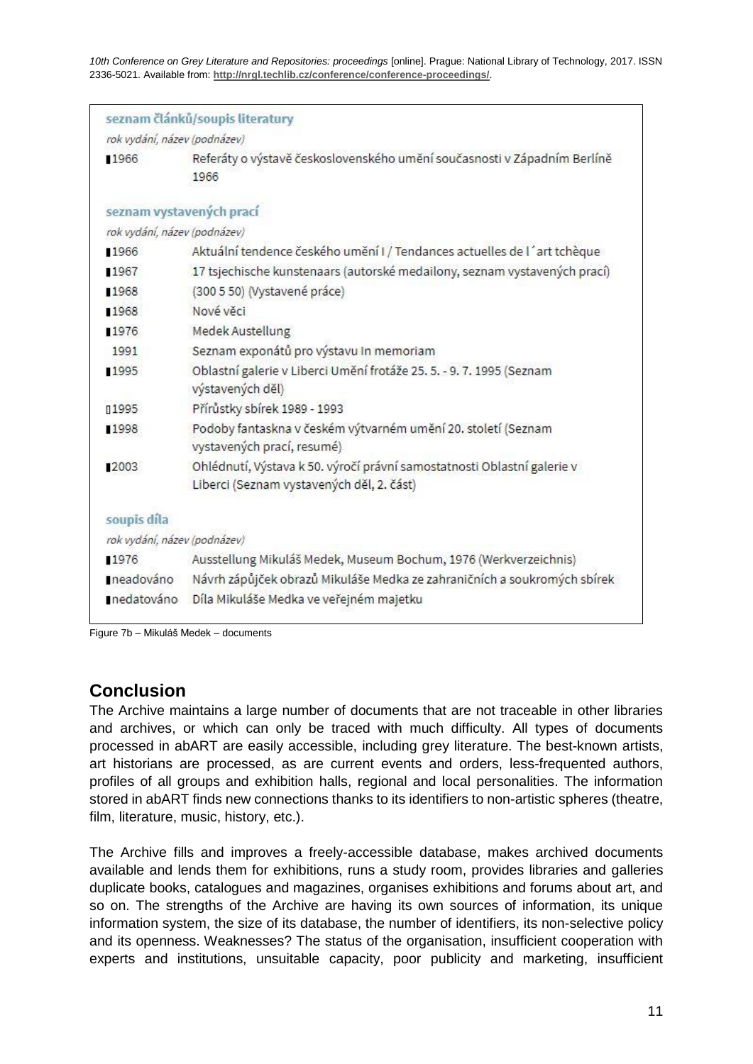**seznam článků/soupis literatury**

*rok vydání, název (podnázev)*

| | |
|---|---|
| 1966 | Referáty o výstavě československého umění současnosti v Západním Berlíně 1966 |

**seznam vystavených prací**

*rok vydání, název (podnázev)*

| | |
|---|---|
| 1966 | Aktuální tendence českého umění I / Tendances actuelles de l´art tchèque |
| 1967 | 17 tsjechische kunstenaars (autorské medailony, seznam vystavených prací) |
| 1968 | (300 5 50) (Vystavené práce) |
| 1968 | Nové věci |
| 1976 | Medek Austellung |
| 1991 | Seznam exponátů pro výstavu In memoriam |
| 1995 | Oblastní galerie v Liberci Umění frotáže 25. 5. - 9. 7. 1995 (Seznam vystavených děl) |
| 1995 | Přírůstky sbírek 1989 - 1993 |
| 1998 | Podoby fantaskna v českém výtvarném umění 20. století (Seznam vystavených prací, resumé) |
| 2003 | Ohlédnutí, Výstava k 50. výročí právní samostatnosti Oblastní galerie v Liberci (Seznam vystavených děl, 2. část) |

**soupis díla**

*rok vydání, název (podnázev)*

| | |
|---|---|
| 1976 | Ausstellung Mikuláš Medek, Museum Bochum, 1976 (Werkverzeichnis) |
| neadováno | Návrh zápůjček obrazů Mikuláše Medka ze zahraničních a soukromých sbírek |
| nedatováno | Díla Mikuláše Medka ve veřejném majetku |

Figure 7b – Mikuláš Medek – documents

## Conclusion

The Archive maintains a large number of documents that are not traceable in other libraries and archives, or which can only be traced with much difficulty. All types of documents processed in abART are easily accessible, including grey literature. The best-known artists, art historians are processed, as are current events and orders, less-frequented authors, profiles of all groups and exhibition halls, regional and local personalities. The information stored in abART finds new connections thanks to its identifiers to non-artistic spheres (theatre, film, literature, music, history, etc.).

The Archive fills and improves a freely-accessible database, makes archived documents available and lends them for exhibitions, runs a study room, provides libraries and galleries duplicate books, catalogues and magazines, organises exhibitions and forums about art, and so on. The strengths of the Archive are having its own sources of information, its unique information system, the size of its database, the number of identifiers, its non-selective policy and its openness. Weaknesses? The status of the organisation, insufficient cooperation with experts and institutions, unsuitable capacity, poor publicity and marketing, insufficient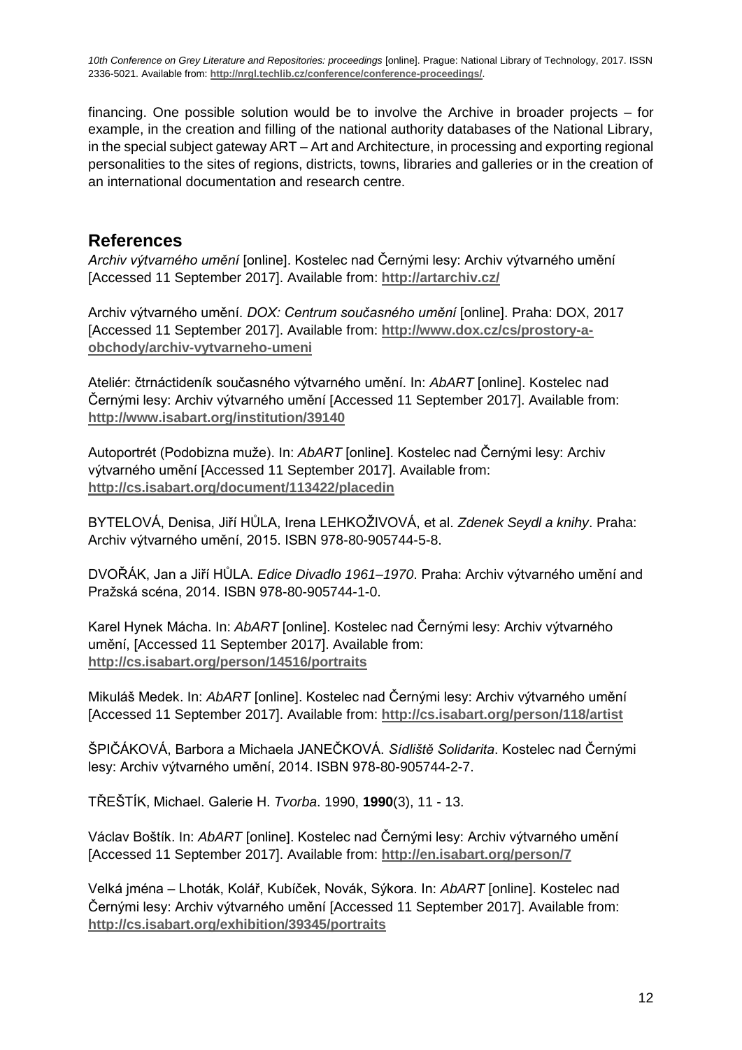financing. One possible solution would be to involve the Archive in broader projects – for example, in the creation and filling of the national authority databases of the National Library, in the special subject gateway ART – Art and Architecture, in processing and exporting regional personalities to the sites of regions, districts, towns, libraries and galleries or in the creation of an international documentation and research centre.

## References

*Archiv výtvarného umění* [online]. Kostelec nad Černými lesy: Archiv výtvarného umění [Accessed 11 September 2017]. Available from: **http://artarchiv.cz/**

Archiv výtvarného umění. *DOX: Centrum současného umění* [online]. Praha: DOX, 2017 [Accessed 11 September 2017]. Available from: **http://www.dox.cz/cs/prostory-a-obchody/archiv-vytvarneho-umeni**

Ateliér: čtrnáctideník současného výtvarného umění. In: *AbART* [online]. Kostelec nad Černými lesy: Archiv výtvarného umění [Accessed 11 September 2017]. Available from: **http://www.isabart.org/institution/39140**

Autoportrét (Podobizna muže). In: *AbART* [online]. Kostelec nad Černými lesy: Archiv výtvarného umění [Accessed 11 September 2017]. Available from: **http://cs.isabart.org/document/113422/placedin**

BYTELOVÁ, Denisa, Jiří HŮLA, Irena LEHKOŽIVOVÁ, et al. *Zdenek Seydl a knihy*. Praha: Archiv výtvarného umění, 2015. ISBN 978-80-905744-5-8.

DVOŘÁK, Jan a Jiří HŮLA. *Edice Divadlo 1961–1970*. Praha: Archiv výtvarného umění and Pražská scéna, 2014. ISBN 978-80-905744-1-0.

Karel Hynek Mácha. In: *AbART* [online]. Kostelec nad Černými lesy: Archiv výtvarného umění, [Accessed 11 September 2017]. Available from: **http://cs.isabart.org/person/14516/portraits**

Mikuláš Medek. In: *AbART* [online]. Kostelec nad Černými lesy: Archiv výtvarného umění [Accessed 11 September 2017]. Available from: **http://cs.isabart.org/person/118/artist**

ŠPIČÁKOVÁ, Barbora a Michaela JANEČKOVÁ. *Sídliště Solidarita*. Kostelec nad Černými lesy: Archiv výtvarného umění, 2014. ISBN 978-80-905744-2-7.

TŘEŠTÍK, Michael. Galerie H. *Tvorba*. 1990, **1990**(3), 11 - 13.

Václav Boštík. In: *AbART* [online]. Kostelec nad Černými lesy: Archiv výtvarného umění [Accessed 11 September 2017]. Available from: **http://en.isabart.org/person/7**

Velká jména – Lhoták, Kolář, Kubíček, Novák, Sýkora. In: *AbART* [online]. Kostelec nad Černými lesy: Archiv výtvarného umění [Accessed 11 September 2017]. Available from: **http://cs.isabart.org/exhibition/39345/portraits**